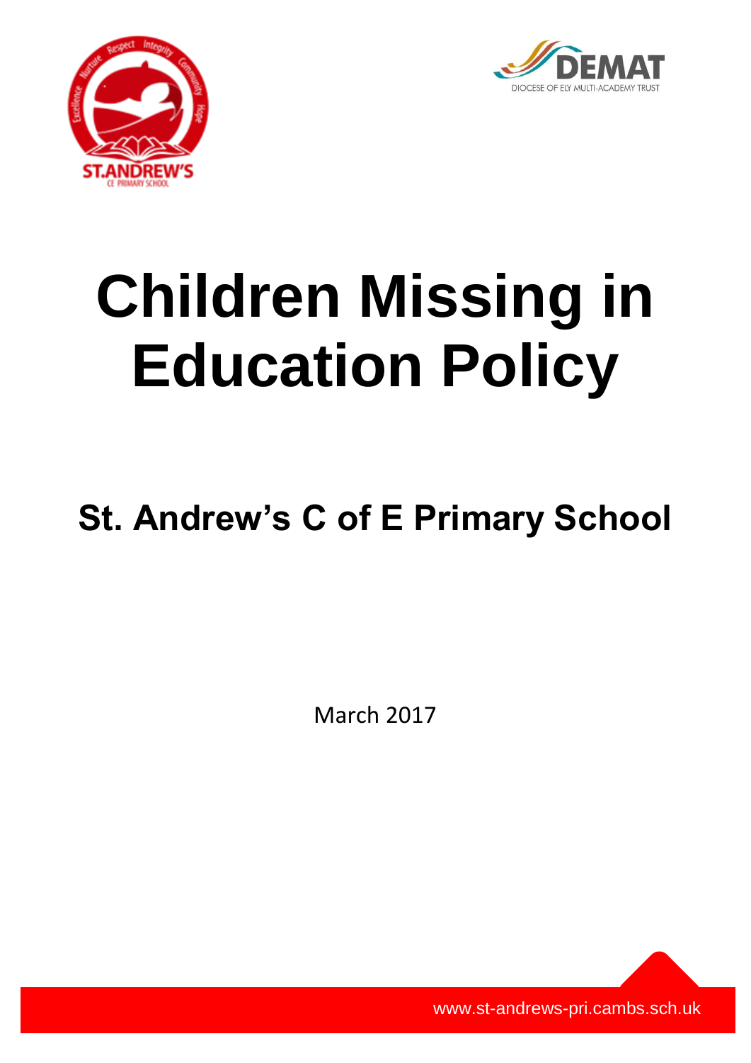# Children Missing in Education Policy

## St. Andrew's C of E Primary School

March 2017

www.st-andrews-pri.cambs.sch.uk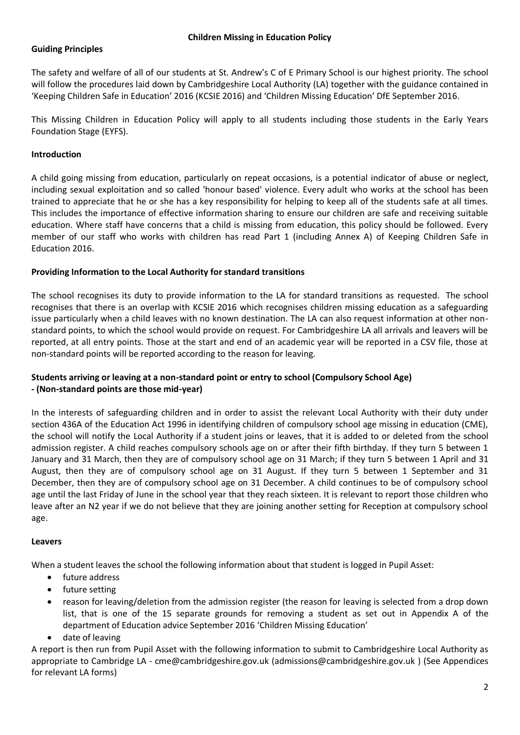## Children Missing in Education Policy

### Guiding Principles

The safety and welfare of all of our students at St. Andrew's C of E Primary School is our highest priority. The school will follow the procedures laid down by Cambridgeshire Local Authority (LA) together with the guidance contained in 'Keeping Children Safe in Education' 2016 (KCSIE 2016) and 'Children Missing Education' DfE September 2016.

This Missing Children in Education Policy will apply to all students including those students in the Early Years Foundation Stage (EYFS).

### Introduction

A child going missing from education, particularly on repeat occasions, is a potential indicator of abuse or neglect, including sexual exploitation and so called 'honour based' violence. Every adult who works at the school has been trained to appreciate that he or she has a key responsibility for helping to keep all of the students safe at all times. This includes the importance of effective information sharing to ensure our children are safe and receiving suitable education. Where staff have concerns that a child is missing from education, this policy should be followed. Every member of our staff who works with children has read Part 1 (including Annex A) of Keeping Children Safe in Education 2016.

### Providing Information to the Local Authority for standard transitions

The school recognises its duty to provide information to the LA for standard transitions as requested. The school recognises that there is an overlap with KCSIE 2016 which recognises children missing education as a safeguarding issue particularly when a child leaves with no known destination. The LA can also request information at other non-standard points, to which the school would provide on request. For Cambridgeshire LA all arrivals and leavers will be reported, at all entry points. Those at the start and end of an academic year will be reported in a CSV file, those at non-standard points will be reported according to the reason for leaving.

### Students arriving or leaving at a non-standard point or entry to school (Compulsory School Age) - (Non-standard points are those mid-year)

In the interests of safeguarding children and in order to assist the relevant Local Authority with their duty under section 436A of the Education Act 1996 in identifying children of compulsory school age missing in education (CME), the school will notify the Local Authority if a student joins or leaves, that it is added to or deleted from the school admission register. A child reaches compulsory schools age on or after their fifth birthday. If they turn 5 between 1 January and 31 March, then they are of compulsory school age on 31 March; if they turn 5 between 1 April and 31 August, then they are of compulsory school age on 31 August. If they turn 5 between 1 September and 31 December, then they are of compulsory school age on 31 December. A child continues to be of compulsory school age until the last Friday of June in the school year that they reach sixteen. It is relevant to report those children who leave after an N2 year if we do not believe that they are joining another setting for Reception at compulsory school age.

### Leavers

When a student leaves the school the following information about that student is logged in Pupil Asset:

- future address
- future setting
- reason for leaving/deletion from the admission register (the reason for leaving is selected from a drop down list, that is one of the 15 separate grounds for removing a student as set out in Appendix A of the department of Education advice September 2016 'Children Missing Education'
- date of leaving

A report is then run from Pupil Asset with the following information to submit to Cambridgeshire Local Authority as appropriate to Cambridge LA - cme@cambridgeshire.gov.uk (admissions@cambridgeshire.gov.uk ) (See Appendices for relevant LA forms)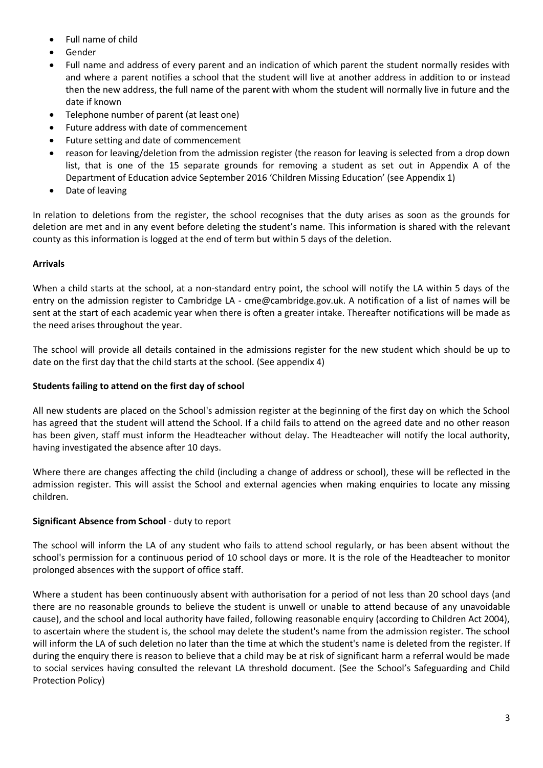- Full name of child
- Gender
- Full name and address of every parent and an indication of which parent the student normally resides with and where a parent notifies a school that the student will live at another address in addition to or instead then the new address, the full name of the parent with whom the student will normally live in future and the date if known
- Telephone number of parent (at least one)
- Future address with date of commencement
- Future setting and date of commencement
- reason for leaving/deletion from the admission register (the reason for leaving is selected from a drop down list, that is one of the 15 separate grounds for removing a student as set out in Appendix A of the Department of Education advice September 2016 'Children Missing Education' (see Appendix 1)
- Date of leaving

In relation to deletions from the register, the school recognises that the duty arises as soon as the grounds for deletion are met and in any event before deleting the student's name. This information is shared with the relevant county as this information is logged at the end of term but within 5 days of the deletion.

**Arrivals**

When a child starts at the school, at a non-standard entry point, the school will notify the LA within 5 days of the entry on the admission register to Cambridge LA - cme@cambridge.gov.uk. A notification of a list of names will be sent at the start of each academic year when there is often a greater intake. Thereafter notifications will be made as the need arises throughout the year.

The school will provide all details contained in the admissions register for the new student which should be up to date on the first day that the child starts at the school. (See appendix 4)

**Students failing to attend on the first day of school**

All new students are placed on the School's admission register at the beginning of the first day on which the School has agreed that the student will attend the School. If a child fails to attend on the agreed date and no other reason has been given, staff must inform the Headteacher without delay. The Headteacher will notify the local authority, having investigated the absence after 10 days.

Where there are changes affecting the child (including a change of address or school), these will be reflected in the admission register. This will assist the School and external agencies when making enquiries to locate any missing children.

**Significant Absence from School** - duty to report

The school will inform the LA of any student who fails to attend school regularly, or has been absent without the school's permission for a continuous period of 10 school days or more. It is the role of the Headteacher to monitor prolonged absences with the support of office staff.

Where a student has been continuously absent with authorisation for a period of not less than 20 school days (and there are no reasonable grounds to believe the student is unwell or unable to attend because of any unavoidable cause), and the school and local authority have failed, following reasonable enquiry (according to Children Act 2004), to ascertain where the student is, the school may delete the student's name from the admission register. The school will inform the LA of such deletion no later than the time at which the student's name is deleted from the register. If during the enquiry there is reason to believe that a child may be at risk of significant harm a referral would be made to social services having consulted the relevant LA threshold document. (See the School's Safeguarding and Child Protection Policy)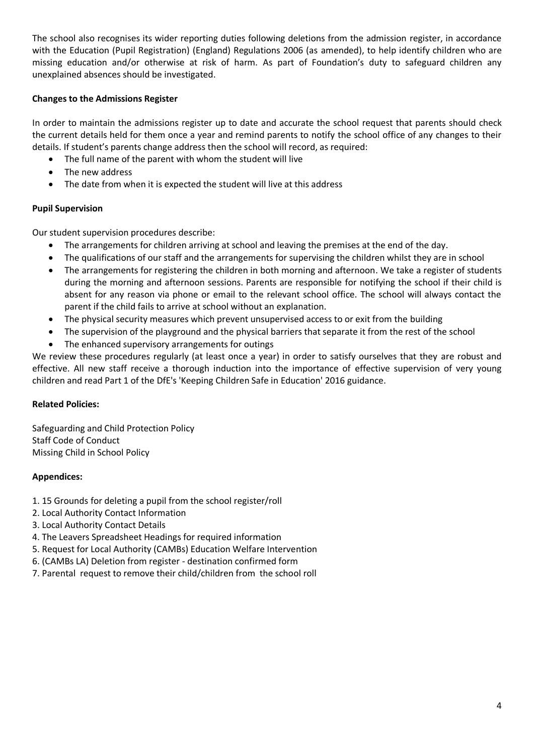The school also recognises its wider reporting duties following deletions from the admission register, in accordance with the Education (Pupil Registration) (England) Regulations 2006 (as amended), to help identify children who are missing education and/or otherwise at risk of harm. As part of Foundation's duty to safeguard children any unexplained absences should be investigated.

**Changes to the Admissions Register**

In order to maintain the admissions register up to date and accurate the school request that parents should check the current details held for them once a year and remind parents to notify the school office of any changes to their details. If student's parents change address then the school will record, as required:

- The full name of the parent with whom the student will live
- The new address
- The date from when it is expected the student will live at this address

**Pupil Supervision**

Our student supervision procedures describe:

- The arrangements for children arriving at school and leaving the premises at the end of the day.
- The qualifications of our staff and the arrangements for supervising the children whilst they are in school
- The arrangements for registering the children in both morning and afternoon. We take a register of students during the morning and afternoon sessions. Parents are responsible for notifying the school if their child is absent for any reason via phone or email to the relevant school office. The school will always contact the parent if the child fails to arrive at school without an explanation.
- The physical security measures which prevent unsupervised access to or exit from the building
- The supervision of the playground and the physical barriers that separate it from the rest of the school
- The enhanced supervisory arrangements for outings

We review these procedures regularly (at least once a year) in order to satisfy ourselves that they are robust and effective. All new staff receive a thorough induction into the importance of effective supervision of very young children and read Part 1 of the DfE's 'Keeping Children Safe in Education' 2016 guidance.

**Related Policies:**

Safeguarding and Child Protection Policy
Staff Code of Conduct
Missing Child in School Policy

**Appendices:**

1. 15 Grounds for deleting a pupil from the school register/roll
2. Local Authority Contact Information
3. Local Authority Contact Details
4. The Leavers Spreadsheet Headings for required information
5. Request for Local Authority (CAMBs) Education Welfare Intervention
6. (CAMBs LA) Deletion from register - destination confirmed form
7. Parental request to remove their child/children from the school roll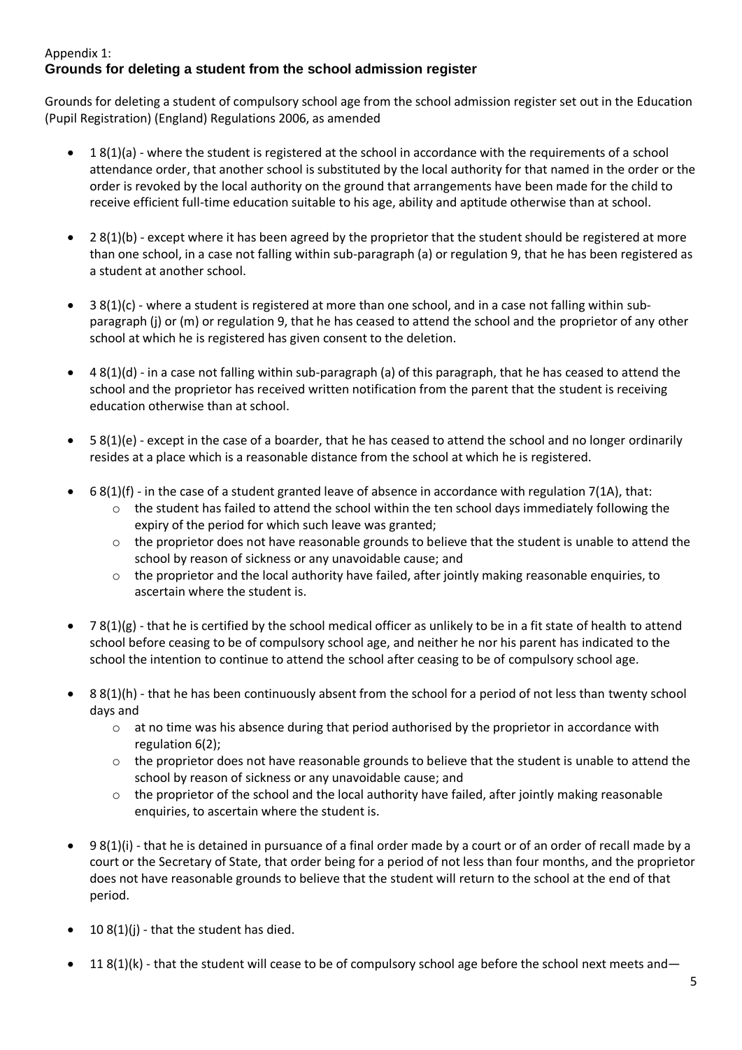Appendix 1:

## Grounds for deleting a student from the school admission register

Grounds for deleting a student of compulsory school age from the school admission register set out in the Education (Pupil Registration) (England) Regulations 2006, as amended

- 1 8(1)(a) - where the student is registered at the school in accordance with the requirements of a school attendance order, that another school is substituted by the local authority for that named in the order or the order is revoked by the local authority on the ground that arrangements have been made for the child to receive efficient full-time education suitable to his age, ability and aptitude otherwise than at school.

- 2 8(1)(b) - except where it has been agreed by the proprietor that the student should be registered at more than one school, in a case not falling within sub-paragraph (a) or regulation 9, that he has been registered as a student at another school.

- 3 8(1)(c) - where a student is registered at more than one school, and in a case not falling within sub-paragraph (j) or (m) or regulation 9, that he has ceased to attend the school and the proprietor of any other school at which he is registered has given consent to the deletion.

- 4 8(1)(d) - in a case not falling within sub-paragraph (a) of this paragraph, that he has ceased to attend the school and the proprietor has received written notification from the parent that the student is receiving education otherwise than at school.

- 5 8(1)(e) - except in the case of a boarder, that he has ceased to attend the school and no longer ordinarily resides at a place which is a reasonable distance from the school at which he is registered.

- 6 8(1)(f) - in the case of a student granted leave of absence in accordance with regulation 7(1A), that:
  - the student has failed to attend the school within the ten school days immediately following the expiry of the period for which such leave was granted;
  - the proprietor does not have reasonable grounds to believe that the student is unable to attend the school by reason of sickness or any unavoidable cause; and
  - the proprietor and the local authority have failed, after jointly making reasonable enquiries, to ascertain where the student is.

- 7 8(1)(g) - that he is certified by the school medical officer as unlikely to be in a fit state of health to attend school before ceasing to be of compulsory school age, and neither he nor his parent has indicated to the school the intention to continue to attend the school after ceasing to be of compulsory school age.

- 8 8(1)(h) - that he has been continuously absent from the school for a period of not less than twenty school days and
  - at no time was his absence during that period authorised by the proprietor in accordance with regulation 6(2);
  - the proprietor does not have reasonable grounds to believe that the student is unable to attend the school by reason of sickness or any unavoidable cause; and
  - the proprietor of the school and the local authority have failed, after jointly making reasonable enquiries, to ascertain where the student is.

- 9 8(1)(i) - that he is detained in pursuance of a final order made by a court or of an order of recall made by a court or the Secretary of State, that order being for a period of not less than four months, and the proprietor does not have reasonable grounds to believe that the student will return to the school at the end of that period.

- 10 8(1)(j) - that the student has died.

- 11 8(1)(k) - that the student will cease to be of compulsory school age before the school next meets and—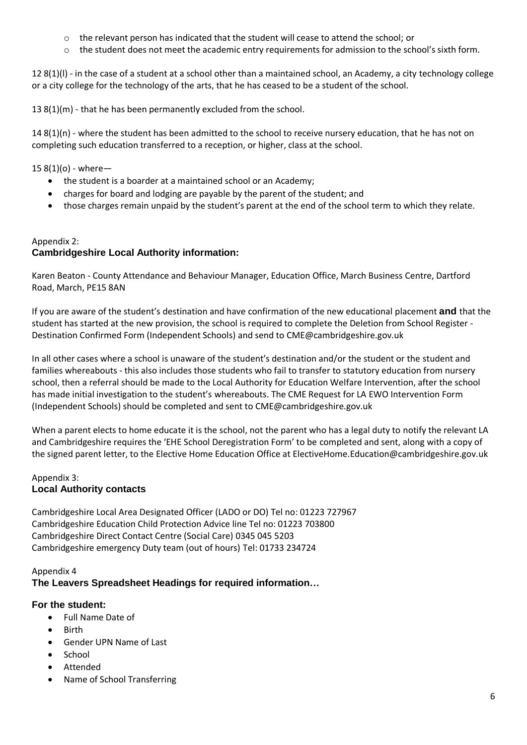- the relevant person has indicated that the student will cease to attend the school; or
  - the student does not meet the academic entry requirements for admission to the school's sixth form.

12 8(1)(l) - in the case of a student at a school other than a maintained school, an Academy, a city technology college or a city college for the technology of the arts, that he has ceased to be a student of the school.

13 8(1)(m) - that he has been permanently excluded from the school.

14 8(1)(n) - where the student has been admitted to the school to receive nursery education, that he has not on completing such education transferred to a reception, or higher, class at the school.

15 8(1)(o) - where—

- the student is a boarder at a maintained school or an Academy;
- charges for board and lodging are payable by the parent of the student; and
- those charges remain unpaid by the student's parent at the end of the school term to which they relate.

Appendix 2:

## Cambridgeshire Local Authority information:

Karen Beaton - County Attendance and Behaviour Manager, Education Office, March Business Centre, Dartford Road, March, PE15 8AN

If you are aware of the student's destination and have confirmation of the new educational placement **and** that the student has started at the new provision, the school is required to complete the Deletion from School Register - Destination Confirmed Form (Independent Schools) and send to CME@cambridgeshire.gov.uk

In all other cases where a school is unaware of the student's destination and/or the student or the student and families whereabouts - this also includes those students who fail to transfer to statutory education from nursery school, then a referral should be made to the Local Authority for Education Welfare Intervention, after the school has made initial investigation to the student's whereabouts. The CME Request for LA EWO Intervention Form (Independent Schools) should be completed and sent to CME@cambridgeshire.gov.uk

When a parent elects to home educate it is the school, not the parent who has a legal duty to notify the relevant LA and Cambridgeshire requires the 'EHE School Deregistration Form' to be completed and sent, along with a copy of the signed parent letter, to the Elective Home Education Office at ElectiveHome.Education@cambridgeshire.gov.uk

Appendix 3:

## Local Authority contacts

Cambridgeshire Local Area Designated Officer (LADO or DO) Tel no: 01223 727967
Cambridgeshire Education Child Protection Advice line Tel no: 01223 703800
Cambridgeshire Direct Contact Centre (Social Care) 0345 045 5203
Cambridgeshire emergency Duty team (out of hours) Tel: 01733 234724

Appendix 4

## The Leavers Spreadsheet Headings for required information…

### For the student:

- Full Name Date of
- Birth
- Gender UPN Name of Last
- School
- Attended
- Name of School Transferring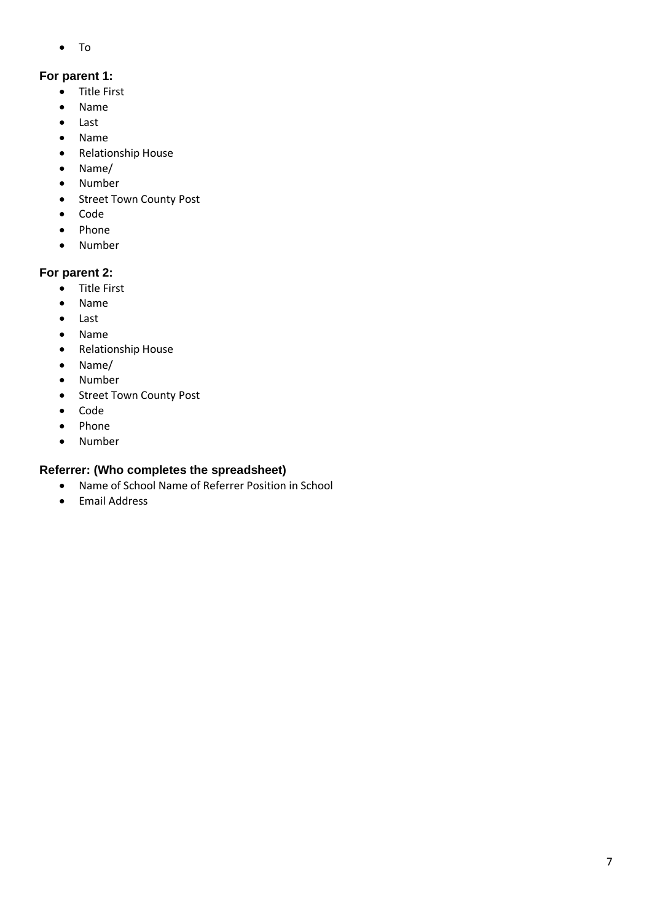- To

### For parent 1:

- Title First
- Name
- Last
- Name
- Relationship House
- Name/
- Number
- Street Town County Post
- Code
- Phone
- Number

### For parent 2:

- Title First
- Name
- Last
- Name
- Relationship House
- Name/
- Number
- Street Town County Post
- Code
- Phone
- Number

### Referrer: (Who completes the spreadsheet)

- Name of School Name of Referrer Position in School
- Email Address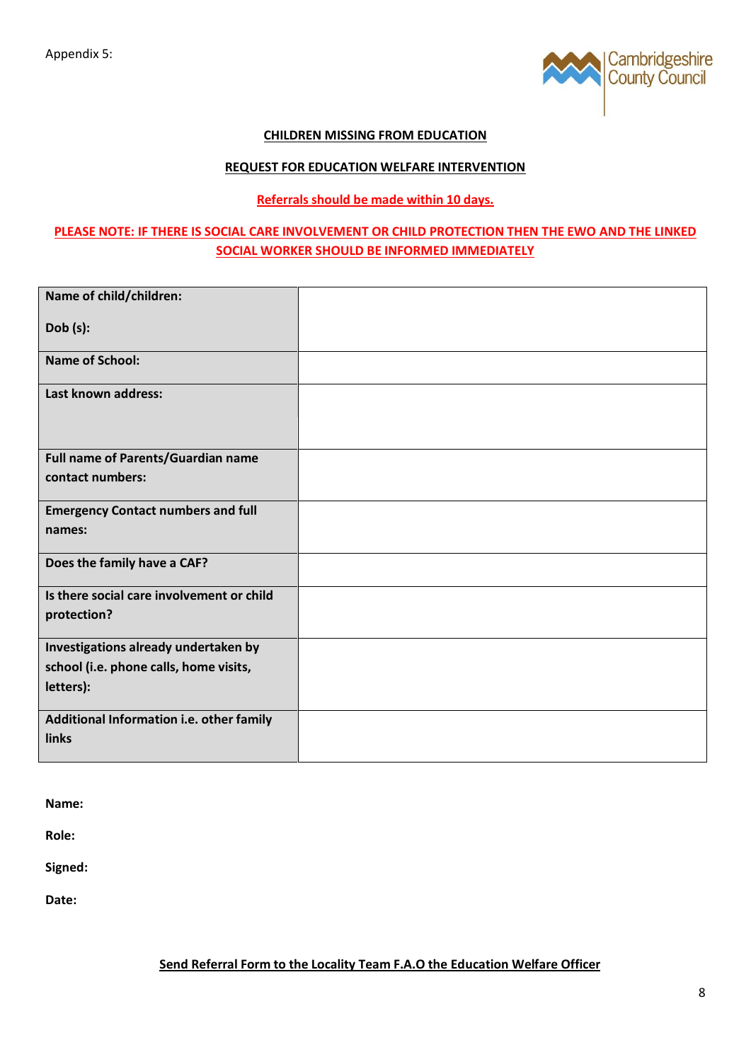Appendix 5:

Cambridgeshire County Council

## CHILDREN MISSING FROM EDUCATION

## REQUEST FOR EDUCATION WELFARE INTERVENTION

**Referrals should be made within 10 days.**

**PLEASE NOTE: IF THERE IS SOCIAL CARE INVOLVEMENT OR CHILD PROTECTION THEN THE EWO AND THE LINKED SOCIAL WORKER SHOULD BE INFORMED IMMEDIATELY**

| | |
|---|---|
| **Name of child/children:**<br><br>**Dob (s):** | |
| **Name of School:** | |
| **Last known address:** | |
| **Full name of Parents/Guardian name contact numbers:** | |
| **Emergency Contact numbers and full names:** | |
| **Does the family have a CAF?** | |
| **Is there social care involvement or child protection?** | |
| **Investigations already undertaken by school (i.e. phone calls, home visits, letters):** | |
| **Additional Information i.e. other family links** | |

**Name:**

**Role:**

**Signed:**

**Date:**

**Send Referral Form to the Locality Team F.A.O the Education Welfare Officer**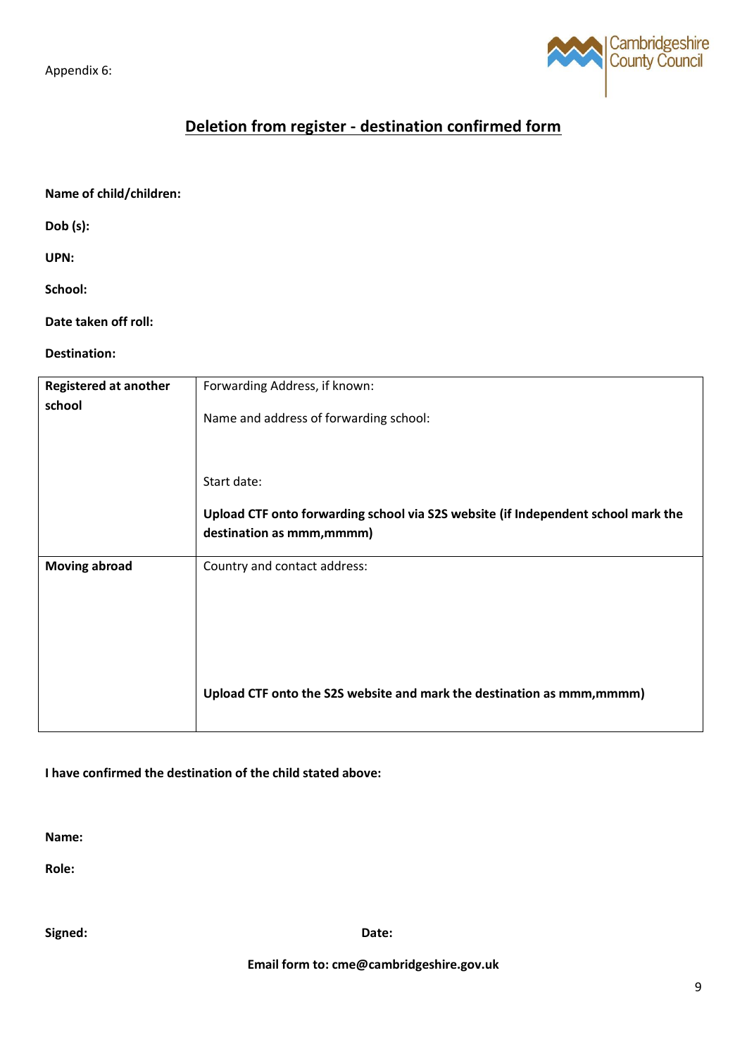Appendix 6:

## Deletion from register - destination confirmed form

**Name of child/children:**

**Dob (s):**

**UPN:**

**School:**

**Date taken off roll:**

**Destination:**

| | |
|---|---|
| **Registered at another school** | Forwarding Address, if known:<br><br>Name and address of forwarding school:<br><br>Start date:<br><br>**Upload CTF onto forwarding school via S2S website (if Independent school mark the destination as mmm,mmmm)** |
| **Moving abroad** | Country and contact address:<br><br>**Upload CTF onto the S2S website and mark the destination as mmm,mmmm)** |

**I have confirmed the destination of the child stated above:**

**Name:**

**Role:**

**Signed:** **Date:**

**Email form to: cme@cambridgeshire.gov.uk**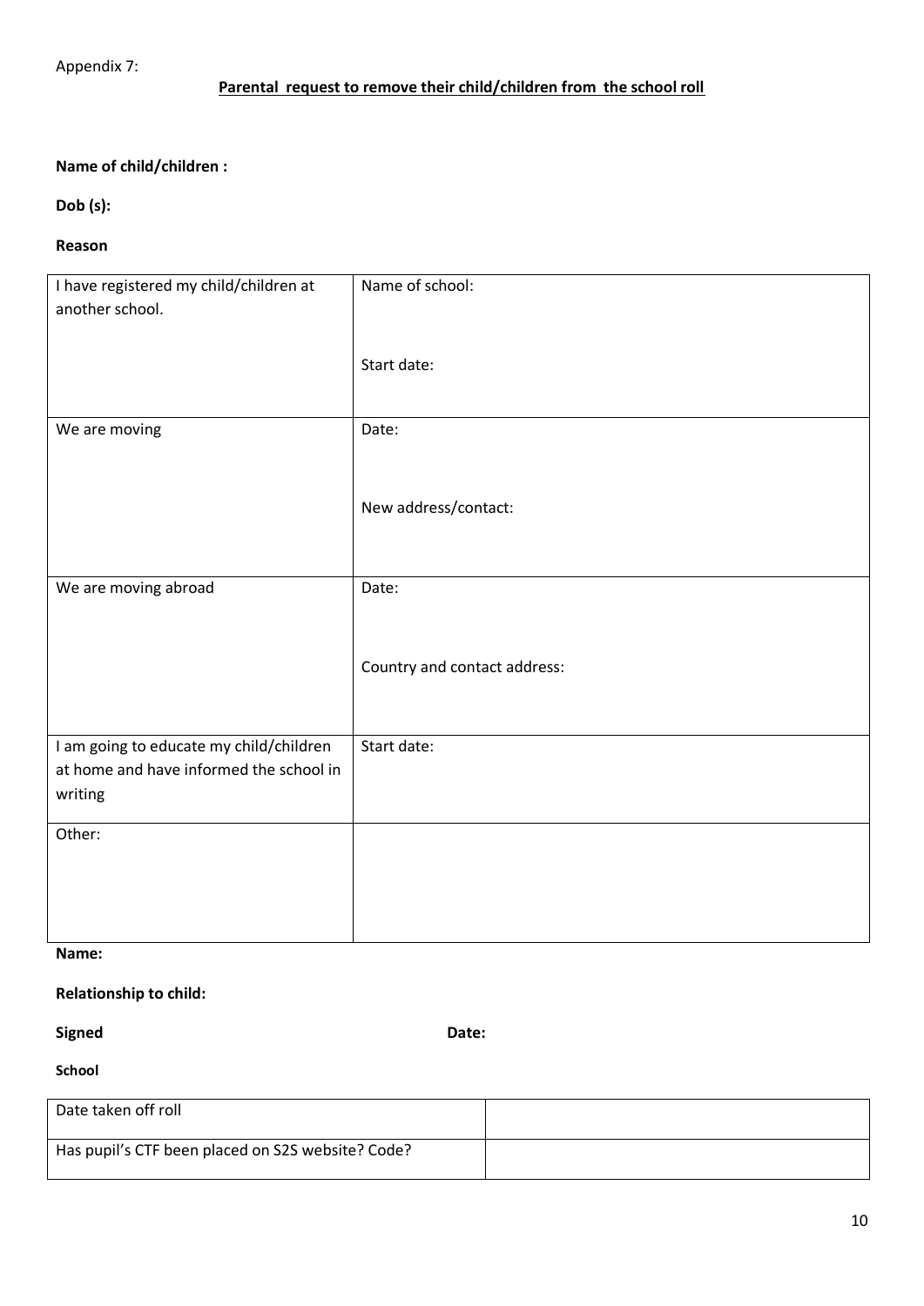Appendix 7:

**Parental request to remove their child/children from the school roll**

**Name of child/children :**

**Dob (s):**

**Reason**

| | |
|---|---|
| I have registered my child/children at another school. | Name of school:<br><br>Start date: |
| We are moving | Date:<br><br>New address/contact: |
| We are moving abroad | Date:<br><br>Country and contact address: |
| I am going to educate my child/children at home and have informed the school in writing | Start date: |
| Other: | |

**Name:**

**Relationship to child:**

**Signed** **Date:**

**School**

| | |
|---|---|
| Date taken off roll | |
| Has pupil's CTF been placed on S2S website? Code? | |